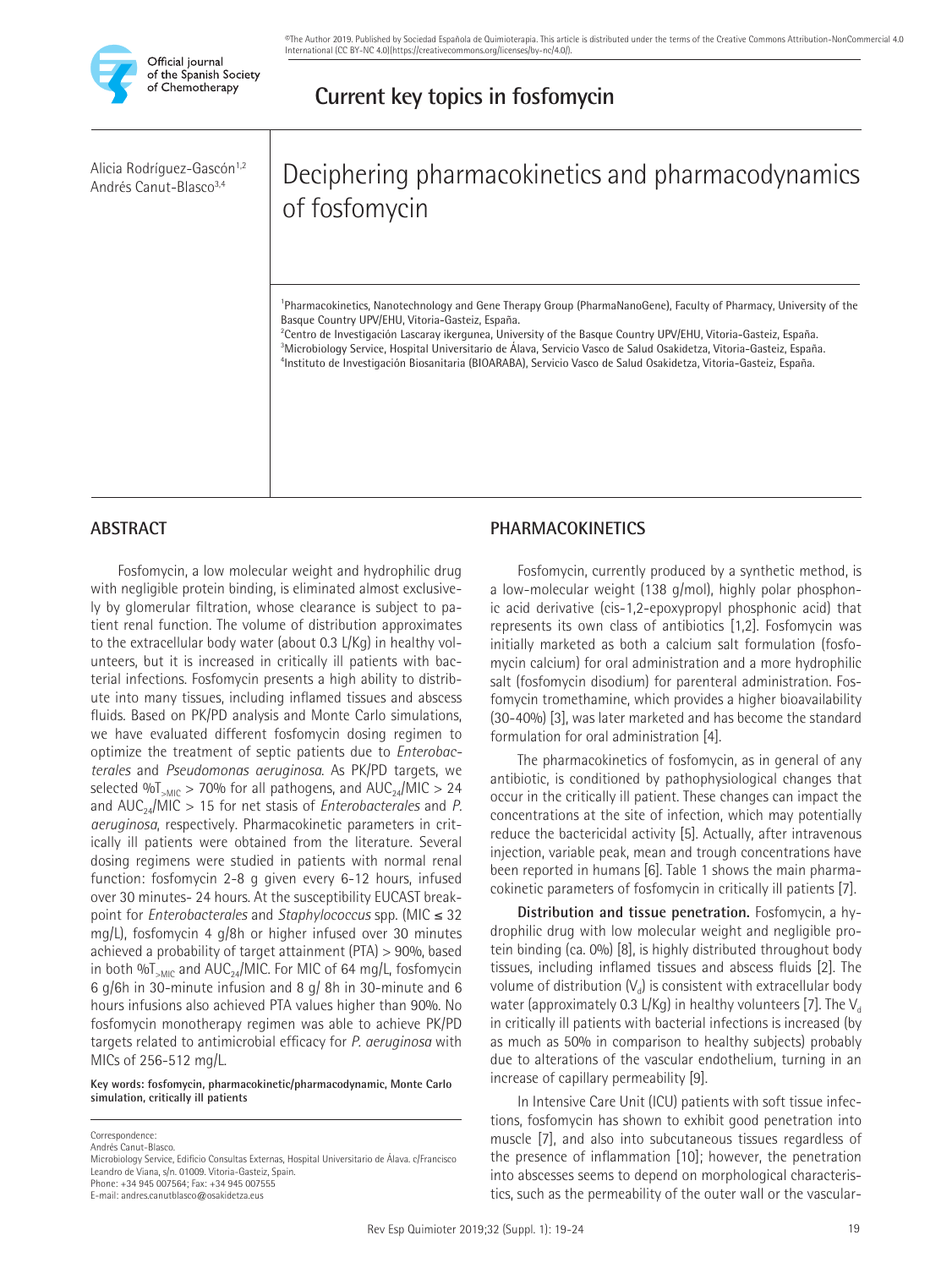Current key topics in fosfomycin

Alicia Rodríguez-Gascón[1,2]
Andrés Canut-Blasco[3,4]

# Deciphering pharmacokinetics and pharmacodynamics of fosfomycin

[1]Pharmacokinetics, Nanotechnology and Gene Therapy Group (PharmaNanoGene), Faculty of Pharmacy, University of the Basque Country UPV/EHU, Vitoria-Gasteiz, España.
[2]Centro de Investigación Lascaray ikergunea, University of the Basque Country UPV/EHU, Vitoria-Gasteiz, España.
[3]Microbiology Service, Hospital Universitario de Álava, Servicio Vasco de Salud Osakidetza, Vitoria-Gasteiz, España.
[4]Instituto de Investigación Biosanitaria (BIOARABA), Servicio Vasco de Salud Osakidetza, Vitoria-Gasteiz, España.

## ABSTRACT

Fosfomycin, a low molecular weight and hydrophilic drug with negligible protein binding, is eliminated almost exclusively by glomerular filtration, whose clearance is subject to patient renal function. The volume of distribution approximates to the extracellular body water (about 0.3 L/Kg) in healthy volunteers, but it is increased in critically ill patients with bacterial infections. Fosfomycin presents a high ability to distribute into many tissues, including inflamed tissues and abscess fluids. Based on PK/PD analysis and Monte Carlo simulations, we have evaluated different fosfomycin dosing regimen to optimize the treatment of septic patients due to *Enterobacterales* and *Pseudomonas aeruginosa*. As PK/PD targets, we selected $\%T_{>MIC} > 70\%$ for all pathogens, and $AUC_{24}/MIC > 24$ and $AUC_{24}/MIC > 15$ for net stasis of *Enterobacterales* and *P. aeruginosa*, respectively. Pharmacokinetic parameters in critically ill patients were obtained from the literature. Several dosing regimens were studied in patients with normal renal function: fosfomycin 2-8 g given every 6-12 hours, infused over 30 minutes- 24 hours. At the susceptibility EUCAST breakpoint for *Enterobacterales* and *Staphylococcus* spp. (MIC ≤ 32 mg/L), fosfomycin 4 g/8h or higher infused over 30 minutes achieved a probability of target attainment (PTA) > 90%, based in both $\%T_{>MIC}$ and $AUC_{24}/MIC$. For MIC of 64 mg/L, fosfomycin 6 g/6h in 30-minute infusion and 8 g/ 8h in 30-minute and 6 hours infusions also achieved PTA values higher than 90%. No fosfomycin monotherapy regimen was able to achieve PK/PD targets related to antimicrobial efficacy for *P. aeruginosa* with MICs of 256-512 mg/L.

**Key words: fosfomycin, pharmacokinetic/pharmacodynamic, Monte Carlo simulation, critically ill patients**

Correspondence:
Andrés Canut-Blasco.
Microbiology Service, Edificio Consultas Externas, Hospital Universitario de Álava. c/Francisco Leandro de Viana, s/n. 01009. Vitoria-Gasteiz, Spain.
Phone: +34 945 007564; Fax: +34 945 007555
E-mail: andres.canutblasco@osakidetza.eus

## PHARMACOKINETICS

Fosfomycin, currently produced by a synthetic method, is a low-molecular weight (138 g/mol), highly polar phosphonic acid derivative (cis-1,2-epoxypropyl phosphonic acid) that represents its own class of antibiotics [1,2]. Fosfomycin was initially marketed as both a calcium salt formulation (fosfomycin calcium) for oral administration and a more hydrophilic salt (fosfomycin disodium) for parenteral administration. Fosfomycin tromethamine, which provides a higher bioavailability (30-40%) [3], was later marketed and has become the standard formulation for oral administration [4].

The pharmacokinetics of fosfomycin, as in general of any antibiotic, is conditioned by pathophysiological changes that occur in the critically ill patient. These changes can impact the concentrations at the site of infection, which may potentially reduce the bactericidal activity [5]. Actually, after intravenous injection, variable peak, mean and trough concentrations have been reported in humans [6]. Table 1 shows the main pharmacokinetic parameters of fosfomycin in critically ill patients [7].

**Distribution and tissue penetration.** Fosfomycin, a hydrophilic drug with low molecular weight and negligible protein binding (ca. 0%) [8], is highly distributed throughout body tissues, including inflamed tissues and abscess fluids [2]. The volume of distribution ($V_d$) is consistent with extracellular body water (approximately 0.3 L/Kg) in healthy volunteers [7]. The $V_d$ in critically ill patients with bacterial infections is increased (by as much as 50% in comparison to healthy subjects) probably due to alterations of the vascular endothelium, turning in an increase of capillary permeability [9].

In Intensive Care Unit (ICU) patients with soft tissue infections, fosfomycin has shown to exhibit good penetration into muscle [7], and also into subcutaneous tissues regardless of the presence of inflammation [10]; however, the penetration into abscesses seems to depend on morphological characteristics, such as the permeability of the outer wall or the vascular-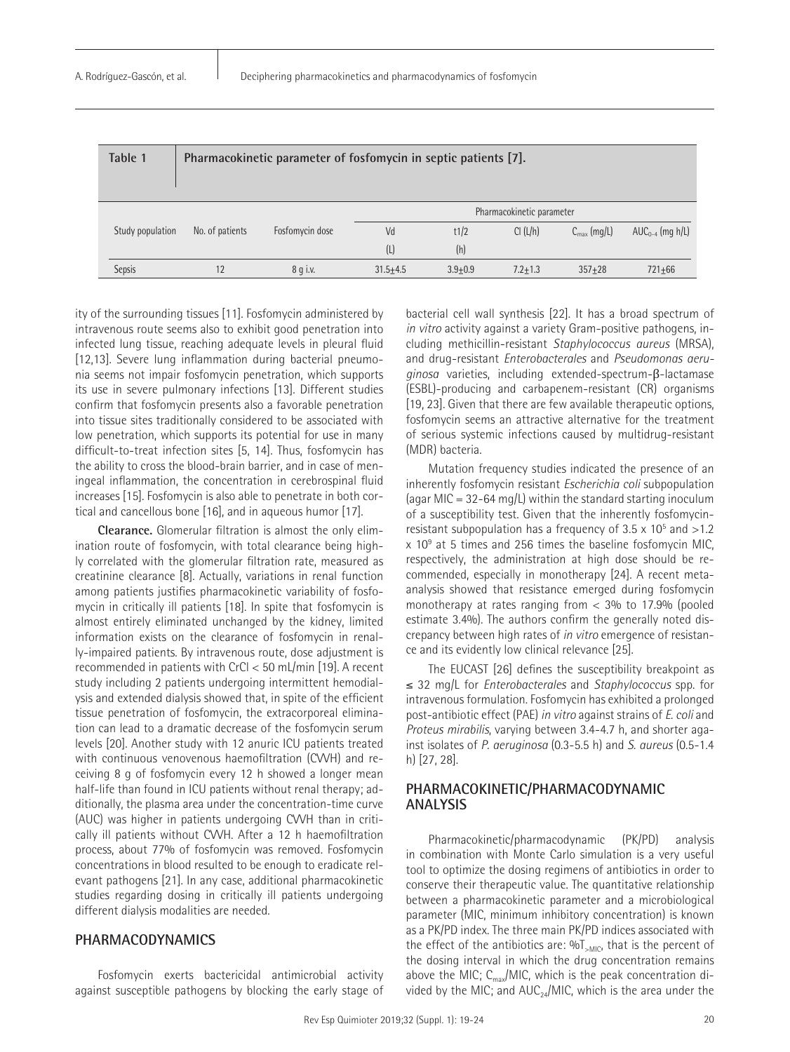**Table 1** **Pharmacokinetic parameter of fosfomycin in septic patients [7].**

| Study population | No. of patients | Fosfomycin dose | Pharmacokinetic parameter | | | | |
|---|---|---|---|---|---|---|---|
| | | | Vd (L) | t1/2 (h) | Cl (L/h) | $C_{max}$ (mg/L) | $AUC_{0-\infty}$ (mg h/L) |
| Sepsis | 12 | 8 g i.v. | 31.5±4.5 | 3.9±0.9 | 7.2±1.3 | 357±28 | 721±66 |

ity of the surrounding tissues [11]. Fosfomycin administered by intravenous route seems also to exhibit good penetration into infected lung tissue, reaching adequate levels in pleural fluid [12,13]. Severe lung inflammation during bacterial pneumonia seems not impair fosfomycin penetration, which supports its use in severe pulmonary infections [13]. Different studies confirm that fosfomycin presents also a favorable penetration into tissue sites traditionally considered to be associated with low penetration, which supports its potential for use in many difficult-to-treat infection sites [5, 14]. Thus, fosfomycin has the ability to cross the blood-brain barrier, and in case of meningeal inflammation, the concentration in cerebrospinal fluid increases [15]. Fosfomycin is also able to penetrate in both cortical and cancellous bone [16], and in aqueous humor [17].

**Clearance.** Glomerular filtration is almost the only elimination route of fosfomycin, with total clearance being highly correlated with the glomerular filtration rate, measured as creatinine clearance [8]. Actually, variations in renal function among patients justifies pharmacokinetic variability of fosfomycin in critically ill patients [18]. In spite that fosfomycin is almost entirely eliminated unchanged by the kidney, limited information exists on the clearance of fosfomycin in renally-impaired patients. By intravenous route, dose adjustment is recommended in patients with CrCl < 50 mL/min [19]. A recent study including 2 patients undergoing intermittent hemodialysis and extended dialysis showed that, in spite of the efficient tissue penetration of fosfomycin, the extracorporeal elimination can lead to a dramatic decrease of the fosfomycin serum levels [20]. Another study with 12 anuric ICU patients treated with continuous venovenous haemofiltration (CVVH) and receiving 8 g of fosfomycin every 12 h showed a longer mean half-life than found in ICU patients without renal therapy; additionally, the plasma area under the concentration-time curve (AUC) was higher in patients undergoing CVVH than in critically ill patients without CVVH. After a 12 h haemofiltration process, about 77% of fosfomycin was removed. Fosfomycin concentrations in blood resulted to be enough to eradicate relevant pathogens [21]. In any case, additional pharmacokinetic studies regarding dosing in critically ill patients undergoing different dialysis modalities are needed.

## PHARMACODYNAMICS

Fosfomycin exerts bactericidal antimicrobial activity against susceptible pathogens by blocking the early stage of bacterial cell wall synthesis [22]. It has a broad spectrum of *in vitro* activity against a variety Gram-positive pathogens, including methicillin-resistant *Staphylococcus aureus* (MRSA), and drug-resistant *Enterobacterales* and *Pseudomonas aeruginosa* varieties, including extended-spectrum-β-lactamase (ESBL)-producing and carbapenem-resistant (CR) organisms [19, 23]. Given that there are few available therapeutic options, fosfomycin seems an attractive alternative for the treatment of serious systemic infections caused by multidrug-resistant (MDR) bacteria.

Mutation frequency studies indicated the presence of an inherently fosfomycin resistant *Escherichia coli* subpopulation (agar MIC = 32-64 mg/L) within the standard starting inoculum of a susceptibility test. Given that the inherently fosfomycin-resistant subpopulation has a frequency of $3.5 \times 10^5$ and $>1.2 \times 10^9$ at 5 times and 256 times the baseline fosfomycin MIC, respectively, the administration at high dose should be recommended, especially in monotherapy [24]. A recent meta-analysis showed that resistance emerged during fosfomycin monotherapy at rates ranging from < 3% to 17.9% (pooled estimate 3.4%). The authors confirm the generally noted discrepancy between high rates of *in vitro* emergence of resistance and its evidently low clinical relevance [25].

The EUCAST [26] defines the susceptibility breakpoint as ≤ 32 mg/L for *Enterobacterales* and *Staphylococcus* spp. for intravenous formulation. Fosfomycin has exhibited a prolonged post-antibiotic effect (PAE) *in vitro* against strains of *E. coli* and *Proteus mirabilis*, varying between 3.4-4.7 h, and shorter against isolates of *P. aeruginosa* (0.3-5.5 h) and *S. aureus* (0.5-1.4 h) [27, 28].

## PHARMACOKINETIC/PHARMACODYNAMIC ANALYSIS

Pharmacokinetic/pharmacodynamic (PK/PD) analysis in combination with Monte Carlo simulation is a very useful tool to optimize the dosing regimens of antibiotics in order to conserve their therapeutic value. The quantitative relationship between a pharmacokinetic parameter and a microbiological parameter (MIC, minimum inhibitory concentration) is known as a PK/PD index. The three main PK/PD indices associated with the effect of the antibiotics are: $\%T_{>MIC}$, that is the percent of the dosing interval in which the drug concentration remains above the MIC; $C_{max}$/MIC, which is the peak concentration divided by the MIC; and $AUC_{24}$/MIC, which is the area under the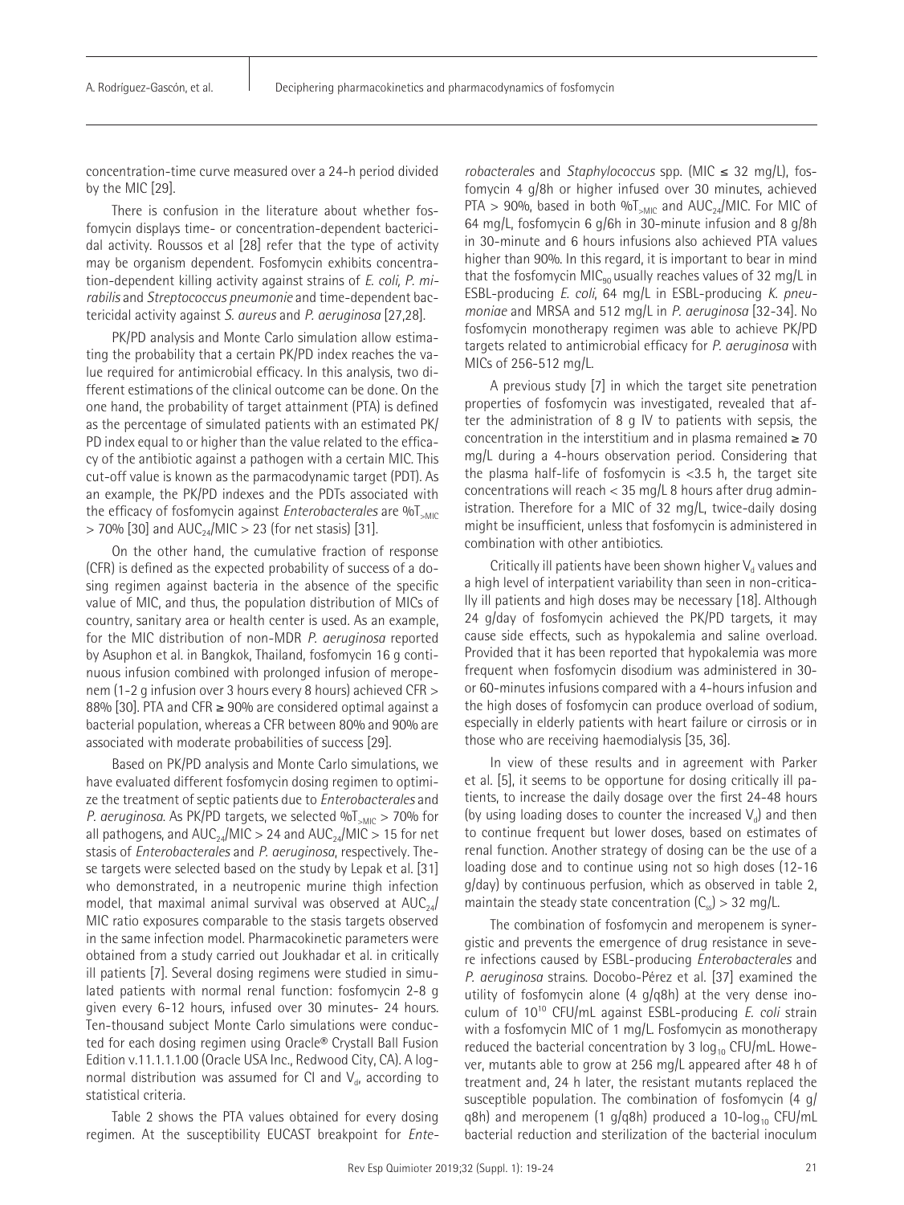concentration-time curve measured over a 24-h period divided by the MIC [29].

There is confusion in the literature about whether fosfomycin displays time- or concentration-dependent bactericidal activity. Roussos et al [28] refer that the type of activity may be organism dependent. Fosfomycin exhibits concentration-dependent killing activity against strains of *E. coli, P. mirabilis* and *Streptococcus pneumonie* and time-dependent bactericidal activity against *S. aureus* and *P. aeruginosa* [27,28].

PK/PD analysis and Monte Carlo simulation allow estimating the probability that a certain PK/PD index reaches the value required for antimicrobial efficacy. In this analysis, two different estimations of the clinical outcome can be done. On the one hand, the probability of target attainment (PTA) is defined as the percentage of simulated patients with an estimated PK/PD index equal to or higher than the value related to the efficacy of the antibiotic against a pathogen with a certain MIC. This cut-off value is known as the parmacodynamic target (PDT). As an example, the PK/PD indexes and the PDTs associated with the efficacy of fosfomycin against *Enterobacterales* are $\%T_{>MIC} > 70\%$ [30] and $AUC_{24}/MIC > 23$ (for net stasis) [31].

On the other hand, the cumulative fraction of response (CFR) is defined as the expected probability of success of a dosing regimen against bacteria in the absence of the specific value of MIC, and thus, the population distribution of MICs of country, sanitary area or health center is used. As an example, for the MIC distribution of non-MDR *P. aeruginosa* reported by Asuphon et al. in Bangkok, Thailand, fosfomycin 16 g continuous infusion combined with prolonged infusion of meropenem (1-2 g infusion over 3 hours every 8 hours) achieved CFR > 88% [30]. PTA and CFR ≥ 90% are considered optimal against a bacterial population, whereas a CFR between 80% and 90% are associated with moderate probabilities of success [29].

Based on PK/PD analysis and Monte Carlo simulations, we have evaluated different fosfomycin dosing regimen to optimize the treatment of septic patients due to *Enterobacterales* and *P. aeruginosa*. As PK/PD targets, we selected $\%T_{>MIC} > 70\%$ for all pathogens, and $AUC_{24}/MIC > 24$ and $AUC_{24}/MIC > 15$ for net stasis of *Enterobacterales* and *P. aeruginosa*, respectively. These targets were selected based on the study by Lepak et al. [31] who demonstrated, in a neutropenic murine thigh infection model, that maximal animal survival was observed at $AUC_{24}/MIC$ ratio exposures comparable to the stasis targets observed in the same infection model. Pharmacokinetic parameters were obtained from a study carried out Joukhadar et al. in critically ill patients [7]. Several dosing regimens were studied in simulated patients with normal renal function: fosfomycin 2-8 g given every 6-12 hours, infused over 30 minutes- 24 hours. Ten-thousand subject Monte Carlo simulations were conducted for each dosing regimen using Oracle® Crystall Ball Fusion Edition v.11.1.1.1.00 (Oracle USA Inc., Redwood City, CA). A log-normal distribution was assumed for Cl and $V_d$, according to statistical criteria.

Table 2 shows the PTA values obtained for every dosing regimen. At the susceptibility EUCAST breakpoint for *Enterobacterales* and *Staphylococcus* spp. (MIC ≤ 32 mg/L), fosfomycin 4 g/8h or higher infused over 30 minutes, achieved PTA > 90%, based in both $\%T_{>MIC}$ and $AUC_{24}/MIC$. For MIC of 64 mg/L, fosfomycin 6 g/6h in 30-minute infusion and 8 g/8h in 30-minute and 6 hours infusions also achieved PTA values higher than 90%. In this regard, it is important to bear in mind that the fosfomycin $MIC_{90}$ usually reaches values of 32 mg/L in ESBL-producing *E. coli*, 64 mg/L in ESBL-producing *K. pneumoniae* and MRSA and 512 mg/L in *P. aeruginosa* [32-34]. No fosfomycin monotherapy regimen was able to achieve PK/PD targets related to antimicrobial efficacy for *P. aeruginosa* with MICs of 256-512 mg/L.

A previous study [7] in which the target site penetration properties of fosfomycin was investigated, revealed that after the administration of 8 g IV to patients with sepsis, the concentration in the interstitium and in plasma remained ≥ 70 mg/L during a 4-hours observation period. Considering that the plasma half-life of fosfomycin is <3.5 h, the target site concentrations will reach < 35 mg/L 8 hours after drug administration. Therefore for a MIC of 32 mg/L, twice-daily dosing might be insufficient, unless that fosfomycin is administered in combination with other antibiotics.

Critically ill patients have been shown higher $V_d$ values and a high level of interpatient variability than seen in non-critically ill patients and high doses may be necessary [18]. Although 24 g/day of fosfomycin achieved the PK/PD targets, it may cause side effects, such as hypokalemia and saline overload. Provided that it has been reported that hypokalemia was more frequent when fosfomycin disodium was administered in 30- or 60-minutes infusions compared with a 4-hours infusion and the high doses of fosfomycin can produce overload of sodium, especially in elderly patients with heart failure or cirrosis or in those who are receiving haemodialysis [35, 36].

In view of these results and in agreement with Parker et al. [5], it seems to be opportune for dosing critically ill patients, to increase the daily dosage over the first 24-48 hours (by using loading doses to counter the increased $V_d$) and then to continue frequent but lower doses, based on estimates of renal function. Another strategy of dosing can be the use of a loading dose and to continue using not so high doses (12-16 g/day) by continuous perfusion, which as observed in table 2, maintain the steady state concentration ($C_{ss}$) > 32 mg/L.

The combination of fosfomycin and meropenem is synergistic and prevents the emergence of drug resistance in severe infections caused by ESBL-producing *Enterobacterales* and *P. aeruginosa* strains. Docobo-Pérez et al. [37] examined the utility of fosfomycin alone (4 g/q8h) at the very dense inoculum of $10^{10}$ CFU/mL against ESBL-producing *E. coli* strain with a fosfomycin MIC of 1 mg/L. Fosfomycin as monotherapy reduced the bacterial concentration by 3 $\log_{10}$ CFU/mL. However, mutants able to grow at 256 mg/L appeared after 48 h of treatment and, 24 h later, the resistant mutants replaced the susceptible population. The combination of fosfomycin (4 g/q8h) and meropenem (1 g/q8h) produced a 10-$\log_{10}$ CFU/mL bacterial reduction and sterilization of the bacterial inoculum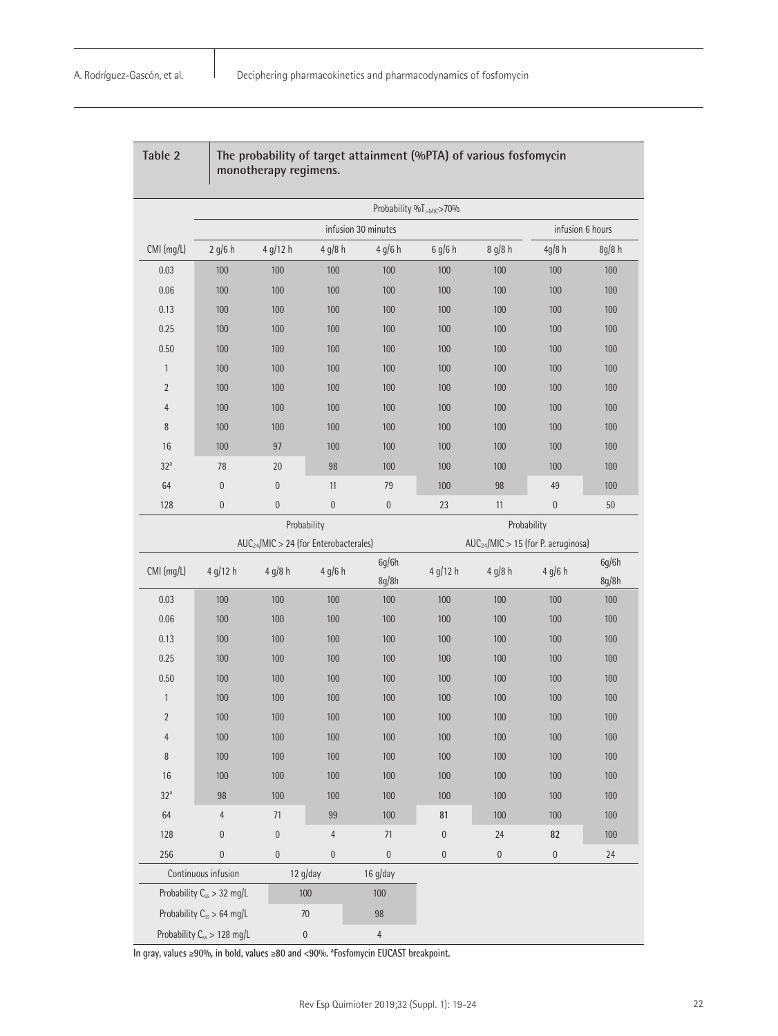**Table 2** The probability of target attainment (%PTA) of various fosfomycin monotherapy regimens.

| | Probability $\%T_{>MIC}>70\%$ | | | | | | | |
|---|---|---|---|---|---|---|---|---|
| | infusion 30 minutes | | | | | | infusion 6 hours | |
| CMI (mg/L) | 2 g/6 h | 4 g/12 h | 4 g/8 h | 4 g/6 h | 6 g/6 h | 8 g/8 h | 4g/8 h | 8g/8 h |
| 0.03 | 100 | 100 | 100 | 100 | 100 | 100 | 100 | 100 |
| 0.06 | 100 | 100 | 100 | 100 | 100 | 100 | 100 | 100 |
| 0.13 | 100 | 100 | 100 | 100 | 100 | 100 | 100 | 100 |
| 0.25 | 100 | 100 | 100 | 100 | 100 | 100 | 100 | 100 |
| 0.50 | 100 | 100 | 100 | 100 | 100 | 100 | 100 | 100 |
| 1 | 100 | 100 | 100 | 100 | 100 | 100 | 100 | 100 |
| 2 | 100 | 100 | 100 | 100 | 100 | 100 | 100 | 100 |
| 4 | 100 | 100 | 100 | 100 | 100 | 100 | 100 | 100 |
| 8 | 100 | 100 | 100 | 100 | 100 | 100 | 100 | 100 |
| 16 | 100 | 97 | 100 | 100 | 100 | 100 | 100 | 100 |
| 32[a] | 78 | 20 | 98 | 100 | 100 | 100 | 100 | 100 |
| 64 | 0 | 0 | 11 | 79 | 100 | 98 | 49 | 100 |
| 128 | 0 | 0 | 0 | 0 | 23 | 11 | 0 | 50 |

| | Probability $AUC_{24}/MIC > 24$ (for Enterobacterales) | | | | Probability $AUC_{24}/MIC > 15$ (for P. aeruginosa) | | | |
|---|---|---|---|---|---|---|---|---|
| CMI (mg/L) | 4 g/12 h | 4 g/8 h | 4 g/6 h | 6g/6h 8g/8h | 4 g/12 h | 4 g/8 h | 4 g/6 h | 6g/6h 8g/8h |
| 0.03 | 100 | 100 | 100 | 100 | 100 | 100 | 100 | 100 |
| 0.06 | 100 | 100 | 100 | 100 | 100 | 100 | 100 | 100 |
| 0.13 | 100 | 100 | 100 | 100 | 100 | 100 | 100 | 100 |
| 0.25 | 100 | 100 | 100 | 100 | 100 | 100 | 100 | 100 |
| 0.50 | 100 | 100 | 100 | 100 | 100 | 100 | 100 | 100 |
| 1 | 100 | 100 | 100 | 100 | 100 | 100 | 100 | 100 |
| 2 | 100 | 100 | 100 | 100 | 100 | 100 | 100 | 100 |
| 4 | 100 | 100 | 100 | 100 | 100 | 100 | 100 | 100 |
| 8 | 100 | 100 | 100 | 100 | 100 | 100 | 100 | 100 |
| 16 | 100 | 100 | 100 | 100 | 100 | 100 | 100 | 100 |
| 32[a] | 98 | 100 | 100 | 100 | 100 | 100 | 100 | 100 |
| 64 | 4 | 71 | 99 | 100 | **81** | 100 | 100 | 100 |
| 128 | 0 | 0 | 4 | 71 | 0 | 24 | **82** | 100 |
| 256 | 0 | 0 | 0 | 0 | 0 | 0 | 0 | 24 |

| Continuous infusion | 12 g/day | 16 g/day |
|---|---|---|
| Probability $C_{ss} > 32$ mg/L | 100 | 100 |
| Probability $C_{ss} > 64$ mg/L | 70 | 98 |
| Probability $C_{ss} > 128$ mg/L | 0 | 4 |

In gray, values ≥90%, in bold, values ≥80 and <90%. [a]Fosfomycin EUCAST breakpoint.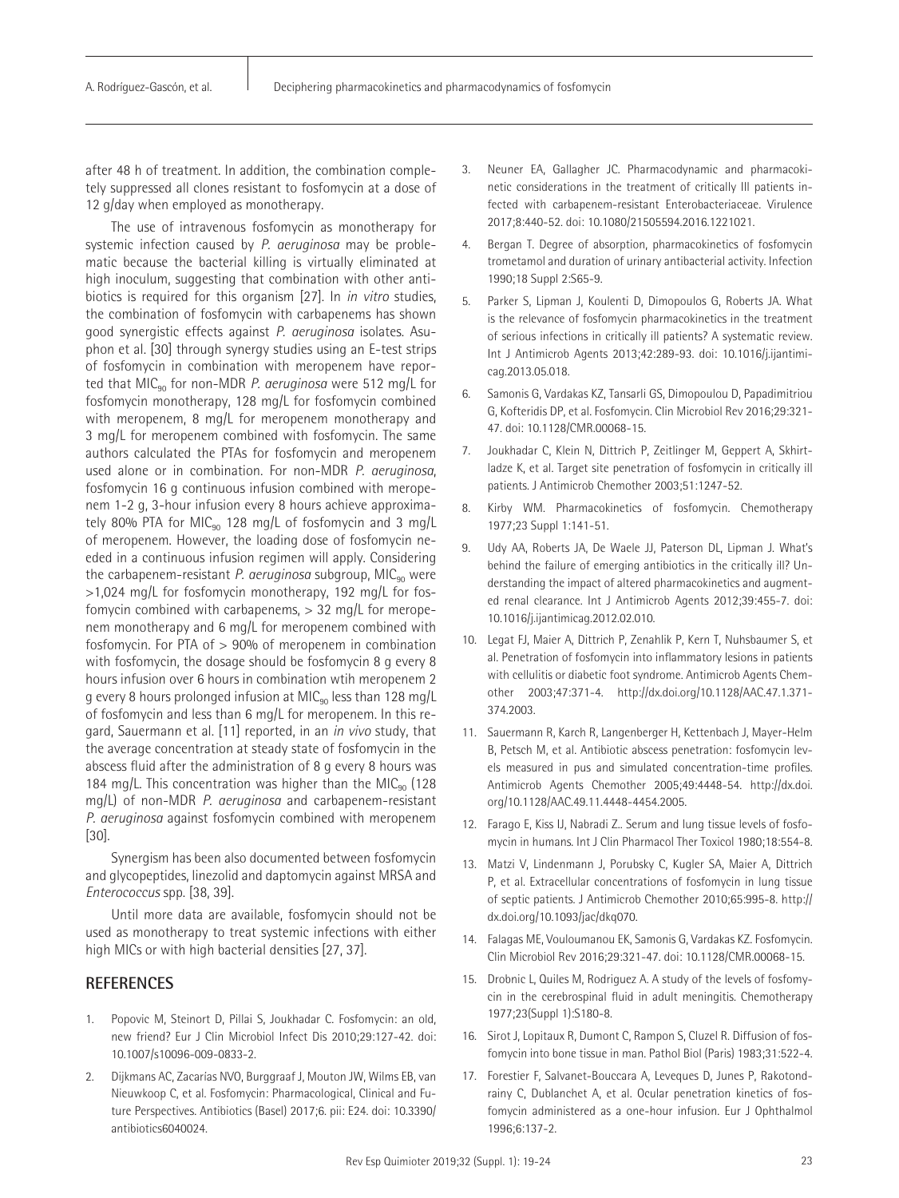after 48 h of treatment. In addition, the combination completely suppressed all clones resistant to fosfomycin at a dose of 12 g/day when employed as monotherapy.

The use of intravenous fosfomycin as monotherapy for systemic infection caused by *P. aeruginosa* may be problematic because the bacterial killing is virtually eliminated at high inoculum, suggesting that combination with other antibiotics is required for this organism [27]. In *in vitro* studies, the combination of fosfomycin with carbapenems has shown good synergistic effects against *P. aeruginosa* isolates. Asuphon et al. [30] through synergy studies using an E-test strips of fosfomycin in combination with meropenem have reported that $MIC_{90}$ for non-MDR *P. aeruginosa* were 512 mg/L for fosfomycin monotherapy, 128 mg/L for fosfomycin combined with meropenem, 8 mg/L for meropenem monotherapy and 3 mg/L for meropenem combined with fosfomycin. The same authors calculated the PTAs for fosfomycin and meropenem used alone or in combination. For non-MDR *P. aeruginosa*, fosfomycin 16 g continuous infusion combined with meropenem 1-2 g, 3-hour infusion every 8 hours achieve approximately 80% PTA for $MIC_{90}$ 128 mg/L of fosfomycin and 3 mg/L of meropenem. However, the loading dose of fosfomycin needed in a continuous infusion regimen will apply. Considering the carbapenem-resistant *P. aeruginosa* subgroup, $MIC_{90}$ were >1,024 mg/L for fosfomycin monotherapy, 192 mg/L for fosfomycin combined with carbapenems, > 32 mg/L for meropenem monotherapy and 6 mg/L for meropenem combined with fosfomycin. For PTA of > 90% of meropenem in combination with fosfomycin, the dosage should be fosfomycin 8 g every 8 hours infusion over 6 hours in combination wtih meropenem 2 g every 8 hours prolonged infusion at $MIC_{90}$ less than 128 mg/L of fosfomycin and less than 6 mg/L for meropenem. In this regard, Sauermann et al. [11] reported, in an *in vivo* study, that the average concentration at steady state of fosfomycin in the abscess fluid after the administration of 8 g every 8 hours was 184 mg/L. This concentration was higher than the $MIC_{90}$ (128 mg/L) of non-MDR *P. aeruginosa* and carbapenem-resistant *P. aeruginosa* against fosfomycin combined with meropenem [30].

Synergism has been also documented between fosfomycin and glycopeptides, linezolid and daptomycin against MRSA and *Enterococcus* spp. [38, 39].

Until more data are available, fosfomycin should not be used as monotherapy to treat systemic infections with either high MICs or with high bacterial densities [27, 37].

## REFERENCES

1. Popovic M, Steinort D, Pillai S, Joukhadar C. Fosfomycin: an old, new friend? Eur J Clin Microbiol Infect Dis 2010;29:127-42. doi: 10.1007/s10096-009-0833-2.
2. Dijkmans AC, Zacarías NVO, Burggraaf J, Mouton JW, Wilms EB, van Nieuwkoop C, et al. Fosfomycin: Pharmacological, Clinical and Future Perspectives. Antibiotics (Basel) 2017;6. pii: E24. doi: 10.3390/antibiotics6040024.
3. Neuner EA, Gallagher JC. Pharmacodynamic and pharmacokinetic considerations in the treatment of critically Ill patients infected with carbapenem-resistant Enterobacteriaceae. Virulence 2017;8:440-52. doi: 10.1080/21505594.2016.1221021.
4. Bergan T. Degree of absorption, pharmacokinetics of fosfomycin trometamol and duration of urinary antibacterial activity. Infection 1990;18 Suppl 2:S65-9.
5. Parker S, Lipman J, Koulenti D, Dimopoulos G, Roberts JA. What is the relevance of fosfomycin pharmacokinetics in the treatment of serious infections in critically ill patients? A systematic review. Int J Antimicrob Agents 2013;42:289-93. doi: 10.1016/j.ijantimicag.2013.05.018.
6. Samonis G, Vardakas KZ, Tansarli GS, Dimopoulou D, Papadimitriou G, Kofteridis DP, et al. Fosfomycin. Clin Microbiol Rev 2016;29:321-47. doi: 10.1128/CMR.00068-15.
7. Joukhadar C, Klein N, Dittrich P, Zeitlinger M, Geppert A, Skhirtladze K, et al. Target site penetration of fosfomycin in critically ill patients. J Antimicrob Chemother 2003;51:1247-52.
8. Kirby WM. Pharmacokinetics of fosfomycin. Chemotherapy 1977;23 Suppl 1:141-51.
9. Udy AA, Roberts JA, De Waele JJ, Paterson DL, Lipman J. What's behind the failure of emerging antibiotics in the critically ill? Understanding the impact of altered pharmacokinetics and augmented renal clearance. Int J Antimicrob Agents 2012;39:455-7. doi: 10.1016/j.ijantimicag.2012.02.010.
10. Legat FJ, Maier A, Dittrich P, Zenahlik P, Kern T, Nuhsbaumer S, et al. Penetration of fosfomycin into inflammatory lesions in patients with cellulitis or diabetic foot syndrome. Antimicrob Agents Chemother 2003;47:371-4. http://dx.doi.org/10.1128/AAC.47.1.371-374.2003.
11. Sauermann R, Karch R, Langenberger H, Kettenbach J, Mayer-Helm B, Petsch M, et al. Antibiotic abscess penetration: fosfomycin levels measured in pus and simulated concentration-time profiles. Antimicrob Agents Chemother 2005;49:4448-54. http://dx.doi.org/10.1128/AAC.49.11.4448-4454.2005.
12. Farago E, Kiss IJ, Nabradi Z.. Serum and lung tissue levels of fosfomycin in humans. Int J Clin Pharmacol Ther Toxicol 1980;18:554-8.
13. Matzi V, Lindenmann J, Porubsky C, Kugler SA, Maier A, Dittrich P, et al. Extracellular concentrations of fosfomycin in lung tissue of septic patients. J Antimicrob Chemother 2010;65:995-8. http://dx.doi.org/10.1093/jac/dkq070.
14. Falagas ME, Vouloumanou EK, Samonis G, Vardakas KZ. Fosfomycin. Clin Microbiol Rev 2016;29:321-47. doi: 10.1128/CMR.00068-15.
15. Drobnic L, Quiles M, Rodriguez A. A study of the levels of fosfomycin in the cerebrospinal fluid in adult meningitis. Chemotherapy 1977;23(Suppl 1):S180-8.
16. Sirot J, Lopitaux R, Dumont C, Rampon S, Cluzel R. Diffusion of fosfomycin into bone tissue in man. Pathol Biol (Paris) 1983;31:522-4.
17. Forestier F, Salvanet-Bouccara A, Leveques D, Junes P, Rakotondrainy C, Dublanchet A, et al. Ocular penetration kinetics of fosfomycin administered as a one-hour infusion. Eur J Ophthalmol 1996;6:137-2.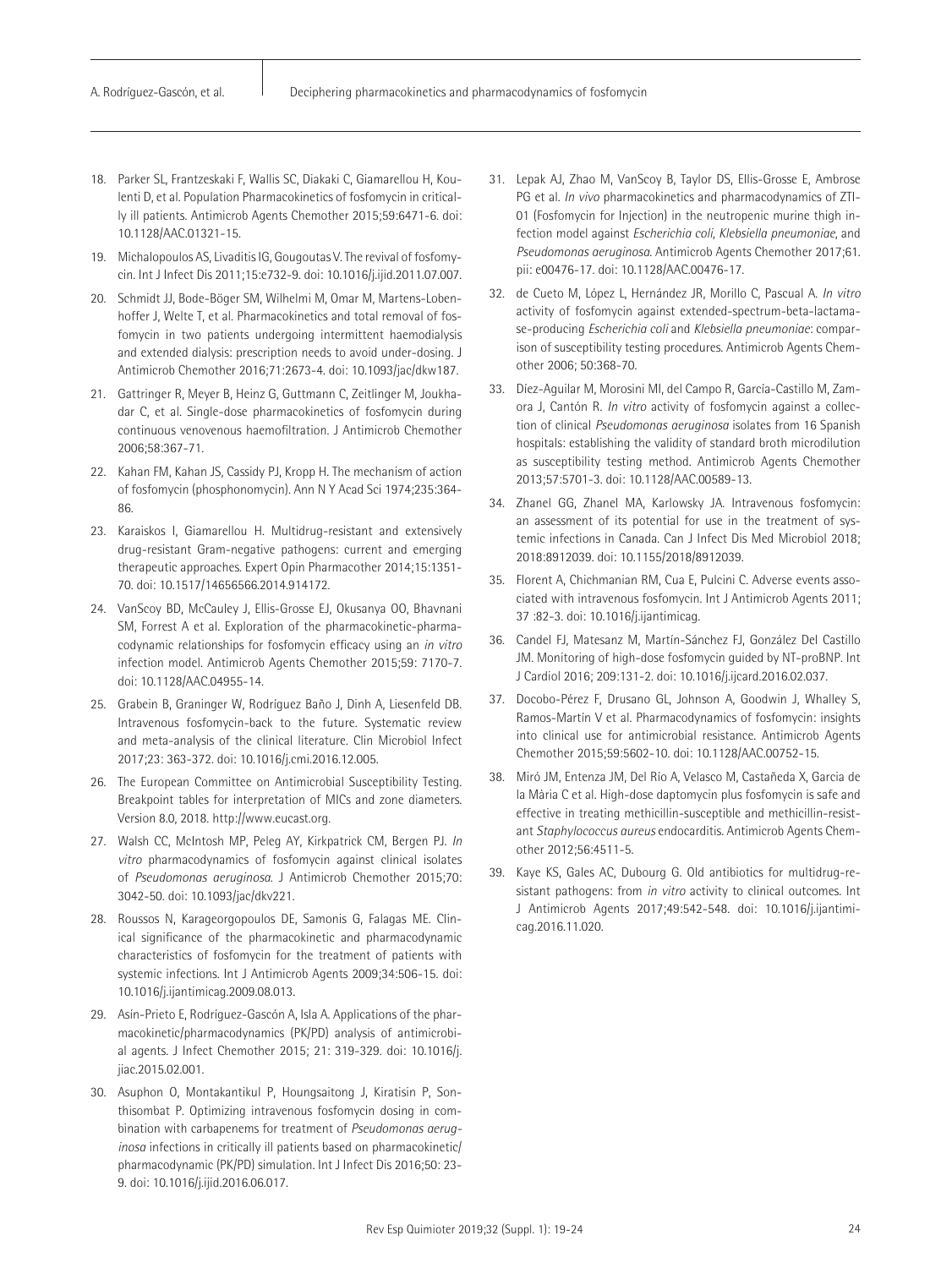18. Parker SL, Frantzeskaki F, Wallis SC, Diakaki C, Giamarellou H, Koulenti D, et al. Population Pharmacokinetics of fosfomycin in critically ill patients. Antimicrob Agents Chemother 2015;59:6471-6. doi: 10.1128/AAC.01321-15.

19. Michalopoulos AS, Livaditis IG, Gougoutas V. The revival of fosfomycin. Int J Infect Dis 2011;15:e732-9. doi: 10.1016/j.ijid.2011.07.007.

20. Schmidt JJ, Bode-Böger SM, Wilhelmi M, Omar M, Martens-Lobenhoffer J, Welte T, et al. Pharmacokinetics and total removal of fosfomycin in two patients undergoing intermittent haemodialysis and extended dialysis: prescription needs to avoid under-dosing. J Antimicrob Chemother 2016;71:2673-4. doi: 10.1093/jac/dkw187.

21. Gattringer R, Meyer B, Heinz G, Guttmann C, Zeitlinger M, Joukhadar C, et al. Single-dose pharmacokinetics of fosfomycin during continuous venovenous haemofiltration. J Antimicrob Chemother 2006;58:367-71.

22. Kahan FM, Kahan JS, Cassidy PJ, Kropp H. The mechanism of action of fosfomycin (phosphonomycin). Ann N Y Acad Sci 1974;235:364-86.

23. Karaiskos I, Giamarellou H. Multidrug-resistant and extensively drug-resistant Gram-negative pathogens: current and emerging therapeutic approaches. Expert Opin Pharmacother 2014;15:1351-70. doi: 10.1517/14656566.2014.914172.

24. VanScoy BD, McCauley J, Ellis-Grosse EJ, Okusanya OO, Bhavnani SM, Forrest A et al. Exploration of the pharmacokinetic-pharmacodynamic relationships for fosfomycin efficacy using an *in vitro* infection model. Antimicrob Agents Chemother 2015;59: 7170-7. doi: 10.1128/AAC.04955-14.

25. Grabein B, Graninger W, Rodríguez Baño J, Dinh A, Liesenfeld DB. Intravenous fosfomycin-back to the future. Systematic review and meta-analysis of the clinical literature. Clin Microbiol Infect 2017;23: 363-372. doi: 10.1016/j.cmi.2016.12.005.

26. The European Committee on Antimicrobial Susceptibility Testing. Breakpoint tables for interpretation of MICs and zone diameters. Version 8.0, 2018. http://www.eucast.org.

27. Walsh CC, McIntosh MP, Peleg AY, Kirkpatrick CM, Bergen PJ. *In vitro* pharmacodynamics of fosfomycin against clinical isolates of *Pseudomonas aeruginosa*. J Antimicrob Chemother 2015;70: 3042-50. doi: 10.1093/jac/dkv221.

28. Roussos N, Karageorgopoulos DE, Samonis G, Falagas ME. Clinical significance of the pharmacokinetic and pharmacodynamic characteristics of fosfomycin for the treatment of patients with systemic infections. Int J Antimicrob Agents 2009;34:506-15. doi: 10.1016/j.ijantimicag.2009.08.013.

29. Asín-Prieto E, Rodríguez-Gascón A, Isla A. Applications of the pharmacokinetic/pharmacodynamics (PK/PD) analysis of antimicrobial agents. J Infect Chemother 2015; 21: 319-329. doi: 10.1016/j.jiac.2015.02.001.

30. Asuphon O, Montakantikul P, Houngsaitong J, Kiratisin P, Sonthisombat P. Optimizing intravenous fosfomycin dosing in combination with carbapenems for treatment of *Pseudomonas aeruginosa* infections in critically ill patients based on pharmacokinetic/pharmacodynamic (PK/PD) simulation. Int J Infect Dis 2016;50: 23-9. doi: 10.1016/j.ijid.2016.06.017.

31. Lepak AJ, Zhao M, VanScoy B, Taylor DS, Ellis-Grosse E, Ambrose PG et al. *In vivo* pharmacokinetics and pharmacodynamics of ZTI-01 (Fosfomycin for Injection) in the neutropenic murine thigh infection model against *Escherichia coli, Klebsiella pneumoniae*, and *Pseudomonas aeruginosa*. Antimicrob Agents Chemother 2017;61. pii: e00476-17. doi: 10.1128/AAC.00476-17.

32. de Cueto M, López L, Hernández JR, Morillo C, Pascual A. *In vitro* activity of fosfomycin against extended-spectrum-beta-lactamase-producing *Escherichia coli* and *Klebsiella pneumoniae*: comparison of susceptibility testing procedures. Antimicrob Agents Chemother 2006; 50:368-70.

33. Díez-Aguilar M, Morosini MI, del Campo R, García-Castillo M, Zamora J, Cantón R. *In vitro* activity of fosfomycin against a collection of clinical *Pseudomonas aeruginosa* isolates from 16 Spanish hospitals: establishing the validity of standard broth microdilution as susceptibility testing method. Antimicrob Agents Chemother 2013;57:5701-3. doi: 10.1128/AAC.00589-13.

34. Zhanel GG, Zhanel MA, Karlowsky JA. Intravenous fosfomycin: an assessment of its potential for use in the treatment of systemic infections in Canada. Can J Infect Dis Med Microbiol 2018; 2018:8912039. doi: 10.1155/2018/8912039.

35. Florent A, Chichmanian RM, Cua E, Pulcini C. Adverse events associated with intravenous fosfomycin. Int J Antimicrob Agents 2011; 37 :82-3. doi: 10.1016/j.ijantimicag.

36. Candel FJ, Matesanz M, Martín-Sánchez FJ, González Del Castillo JM. Monitoring of high-dose fosfomycin guided by NT-proBNP. Int J Cardiol 2016; 209:131-2. doi: 10.1016/j.ijcard.2016.02.037.

37. Docobo-Pérez F, Drusano GL, Johnson A, Goodwin J, Whalley S, Ramos-Martín V et al. Pharmacodynamics of fosfomycin: insights into clinical use for antimicrobial resistance. Antimicrob Agents Chemother 2015;59:5602-10. doi: 10.1128/AAC.00752-15.

38. Miró JM, Entenza JM, Del Río A, Velasco M, Castañeda X, Garcia de la Mària C et al. High-dose daptomycin plus fosfomycin is safe and effective in treating methicillin-susceptible and methicillin-resistant *Staphylococcus aureus* endocarditis. Antimicrob Agents Chemother 2012;56:4511-5.

39. Kaye KS, Gales AC, Dubourg G. Old antibiotics for multidrug-resistant pathogens: from *in vitro* activity to clinical outcomes. Int J Antimicrob Agents 2017;49:542-548. doi: 10.1016/j.ijantimicag.2016.11.020.